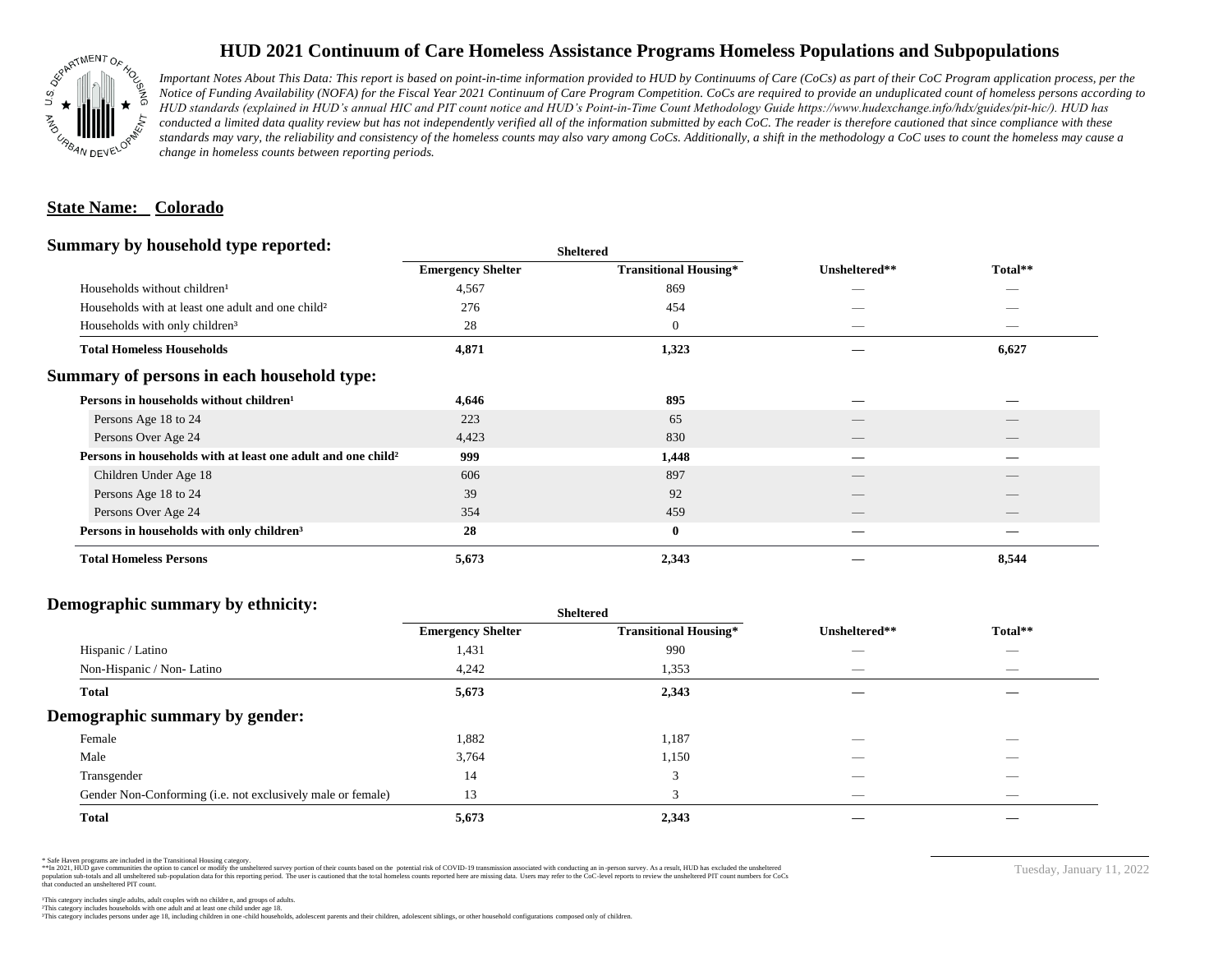# HUD 2021 Continuum of Care Homeless Assistance Programs Homeless Populations and Subpopulations

*Important Notes About This Data: This report is based on point-in-time information provided to HUD by Continuums of Care (CoCs) as part of their CoC Program application process, per the Notice of Funding Availability (NOFA) for the Fiscal Year 2021 Continuum of Care Program Competition. CoCs are required to provide an unduplicated count of homeless persons according to HUD standards (explained in HUD's annual HIC and PIT count notice and HUD's Point-in-Time Count Methodology Guide https://www.hudexchange.info/hdx/guides/pit-hic/). HUD has conducted a limited data quality review but has not independently verified all of the information submitted by each CoC. The reader is therefore cautioned that since compliance with these standards may vary, the reliability and consistency of the homeless counts may also vary among CoCs. Additionally, a shift in the methodology a CoC uses to count the homeless may cause a change in homeless counts between reporting periods.*

## State Name: Colorado

### Summary by household type reported:

| | Sheltered | | | |
|---|---|---|---|---|
| | Emergency Shelter | Transitional Housing* | Unsheltered** | Total** |
| Households without children¹ | 4,567 | 869 | — | — |
| Households with at least one adult and one child² | 276 | 454 | — | — |
| Households with only children³ | 28 | 0 | — | — |
| **Total Homeless Households** | **4,871** | **1,323** | **—** | **6,627** |

### Summary of persons in each household type:

| | Emergency Shelter | Transitional Housing* | Unsheltered** | Total** |
|---|---|---|---|---|
| **Persons in households without children¹** | **4,646** | **895** | **—** | **—** |
| Persons Age 18 to 24 | 223 | 65 | — | — |
| Persons Over Age 24 | 4,423 | 830 | — | — |
| **Persons in households with at least one adult and one child²** | **999** | **1,448** | **—** | **—** |
| Children Under Age 18 | 606 | 897 | — | — |
| Persons Age 18 to 24 | 39 | 92 | — | — |
| Persons Over Age 24 | 354 | 459 | — | — |
| **Persons in households with only children³** | **28** | **0** | **—** | **—** |
| **Total Homeless Persons** | **5,673** | **2,343** | **—** | **8,544** |

### Demographic summary by ethnicity:

| | Sheltered | | | |
|---|---|---|---|---|
| | Emergency Shelter | Transitional Housing* | Unsheltered** | Total** |
| Hispanic / Latino | 1,431 | 990 | — | — |
| Non-Hispanic / Non- Latino | 4,242 | 1,353 | — | — |
| **Total** | **5,673** | **2,343** | **—** | **—** |

### Demographic summary by gender:

| | Emergency Shelter | Transitional Housing* | Unsheltered** | Total** |
|---|---|---|---|---|
| Female | 1,882 | 1,187 | — | — |
| Male | 3,764 | 1,150 | — | — |
| Transgender | 14 | 3 | — | — |
| Gender Non-Conforming (i.e. not exclusively male or female) | 13 | 3 | — | — |
| **Total** | **5,673** | **2,343** | **—** | **—** |

\* Safe Haven programs are included in the Transitional Housing category.
**In 2021, HUD gave communities the option to cancel or modify the unsheltered survey portion of their counts based on the potential risk of COVID-19 transmission associated with conducting an in-person survey. As a result, HUD has excluded the unsheltered population sub-totals and all unsheltered sub-population data for this reporting period. The user is cautioned that the total homeless counts reported here are missing data. Users may refer to the CoC-level reports to review the unsheltered PIT count numbers for CoCs that conducted an unsheltered PIT count.

¹This category includes single adults, adult couples with no children, and groups of adults.
²This category includes households with one adult and at least one child under age 18.
³This category includes persons under age 18, including children in one-child households, adolescent parents and their children, adolescent siblings, or other household configurations composed only of children.

Tuesday, January 11, 2022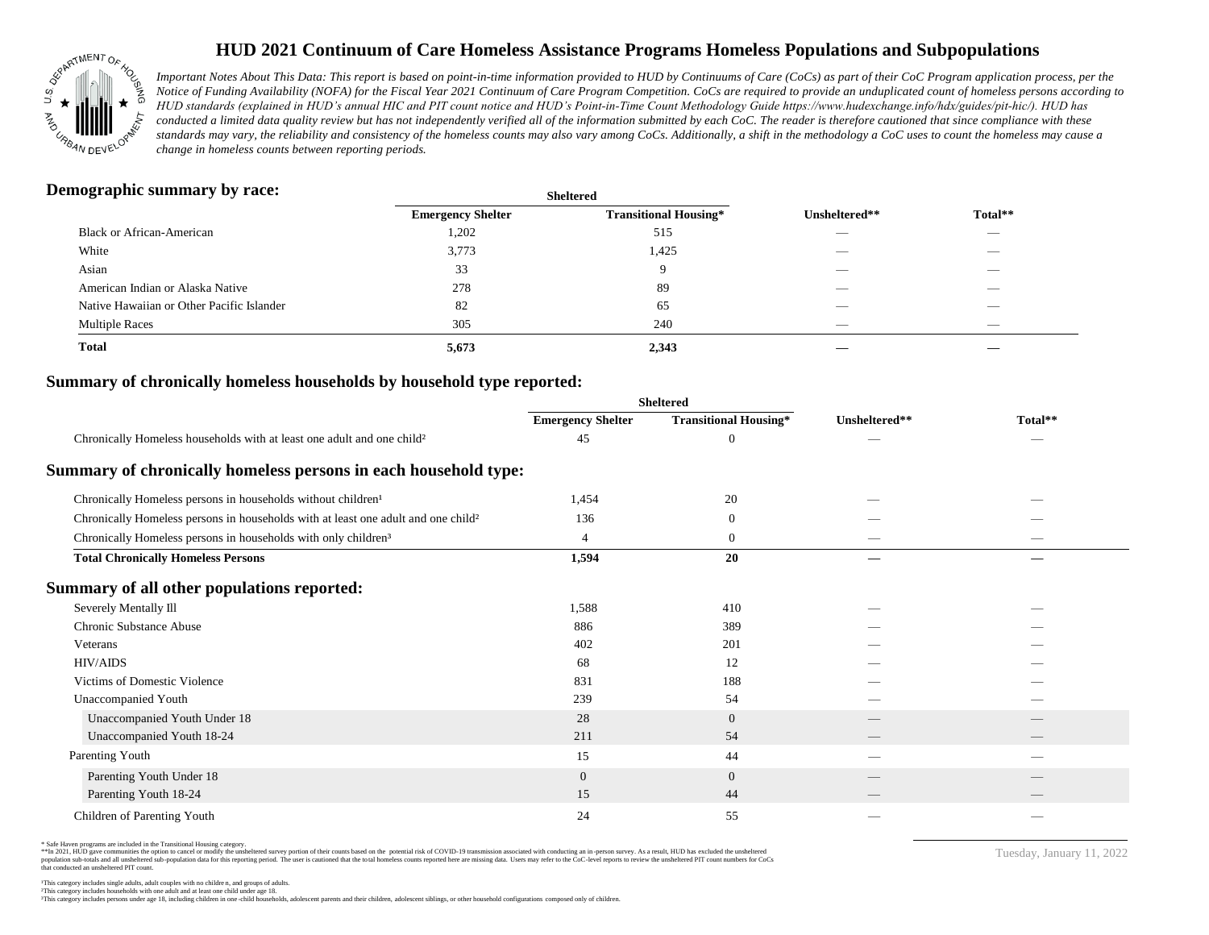# HUD 2021 Continuum of Care Homeless Assistance Programs Homeless Populations and Subpopulations

*Important Notes About This Data: This report is based on point-in-time information provided to HUD by Continuums of Care (CoCs) as part of their CoC Program application process, per the Notice of Funding Availability (NOFA) for the Fiscal Year 2021 Continuum of Care Program Competition. CoCs are required to provide an unduplicated count of homeless persons according to HUD standards (explained in HUD's annual HIC and PIT count notice and HUD's Point-in-Time Count Methodology Guide https://www.hudexchange.info/hdx/guides/pit-hic/). HUD has conducted a limited data quality review but has not independently verified all of the information submitted by each CoC. The reader is therefore cautioned that since compliance with these standards may vary, the reliability and consistency of the homeless counts may also vary among CoCs. Additionally, a shift in the methodology a CoC uses to count the homeless may cause a change in homeless counts between reporting periods.*

## Demographic summary by race:

| | Sheltered | | | |
|---|---|---|---|---|
| | Emergency Shelter | Transitional Housing* | Unsheltered** | Total** |
| Black or African-American | 1,202 | 515 | — | — |
| White | 3,773 | 1,425 | — | — |
| Asian | 33 | 9 | — | — |
| American Indian or Alaska Native | 278 | 89 | — | — |
| Native Hawaiian or Other Pacific Islander | 82 | 65 | — | — |
| Multiple Races | 305 | 240 | — | — |
| **Total** | **5,673** | **2,343** | **—** | **—** |

## Summary of chronically homeless households by household type reported:

| | Sheltered | | | |
|---|---|---|---|---|
| | Emergency Shelter | Transitional Housing* | Unsheltered** | Total** |
| Chronically Homeless households with at least one adult and one child² | 45 | 0 | — | — |

## Summary of chronically homeless persons in each household type:

| | Emergency Shelter | Transitional Housing* | Unsheltered** | Total** |
|---|---|---|---|---|
| Chronically Homeless persons in households without children¹ | 1,454 | 20 | — | — |
| Chronically Homeless persons in households with at least one adult and one child² | 136 | 0 | — | — |
| Chronically Homeless persons in households with only children³ | 4 | 0 | — | — |
| **Total Chronically Homeless Persons** | **1,594** | **20** | **—** | **—** |

## Summary of all other populations reported:

| | Emergency Shelter | Transitional Housing* | Unsheltered** | Total** |
|---|---|---|---|---|
| Severely Mentally Ill | 1,588 | 410 | — | — |
| Chronic Substance Abuse | 886 | 389 | — | — |
| Veterans | 402 | 201 | — | — |
| HIV/AIDS | 68 | 12 | — | — |
| Victims of Domestic Violence | 831 | 188 | — | — |
| Unaccompanied Youth | 239 | 54 | — | — |
| Unaccompanied Youth Under 18 | 28 | 0 | — | — |
| Unaccompanied Youth 18-24 | 211 | 54 | — | — |
| Parenting Youth | 15 | 44 | — | — |
| Parenting Youth Under 18 | 0 | 0 | — | — |
| Parenting Youth 18-24 | 15 | 44 | — | — |
| Children of Parenting Youth | 24 | 55 | — | — |

\* Safe Haven programs are included in the Transitional Housing category.

**In 2021, HUD gave communities the option to cancel or modify the unsheltered survey portion of their counts based on the potential risk of COVID-19 transmission associated with conducting an in-person survey. As a result, HUD has excluded the unsheltered population sub-totals and all unsheltered sub-population data for this reporting period. The user is cautioned that the total homeless counts reported here are missing data. Users may refer to the CoC-level reports to review the unsheltered PIT count numbers for CoCs that conducted an unsheltered PIT count.

¹This category includes single adults, adult couples with no children, and groups of adults.
²This category includes households with one adult and at least one child under age 18.
³This category includes persons under age 18, including children in one-child households, adolescent parents and their children, adolescent siblings, or other household configurations composed only of children.

Tuesday, January 11, 2022